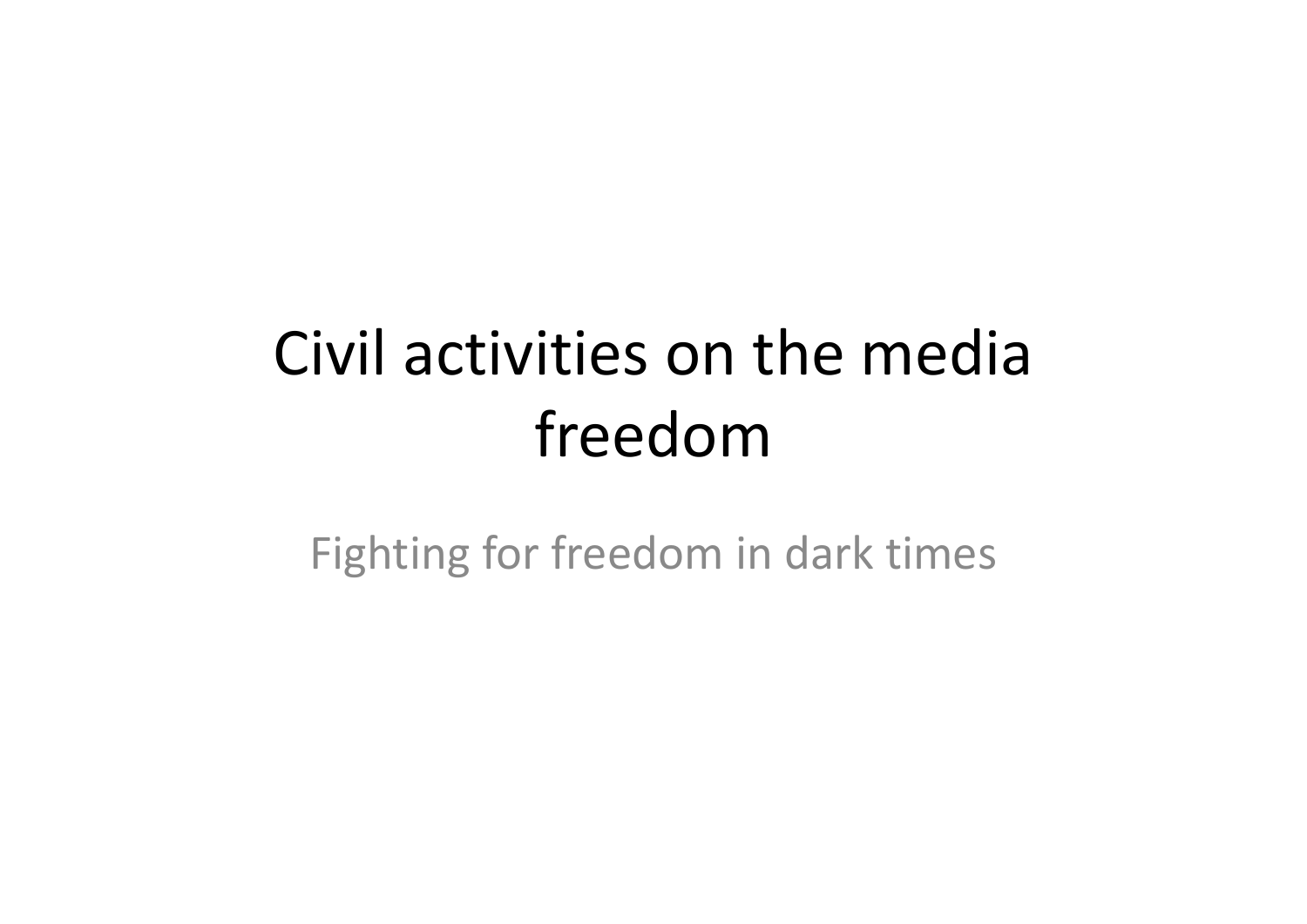# Civil activities on the media freedom

Fighting for freedom in dark times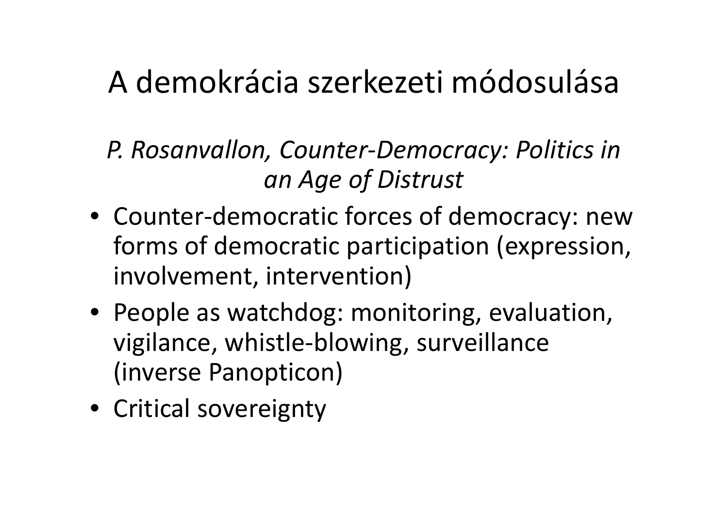# A demokrácia szerkezeti módosulása

*P. Rosanvallon, Counter-Democracy: Politics in an Age of Distrust*

- Counter-democratic forces of democracy: new forms of democratic participation (expression, involvement, intervention)
- People as watchdog: monitoring, evaluation, vigilance, whistle-blowing, surveillance (inverse Panopticon)
- Critical sovereignty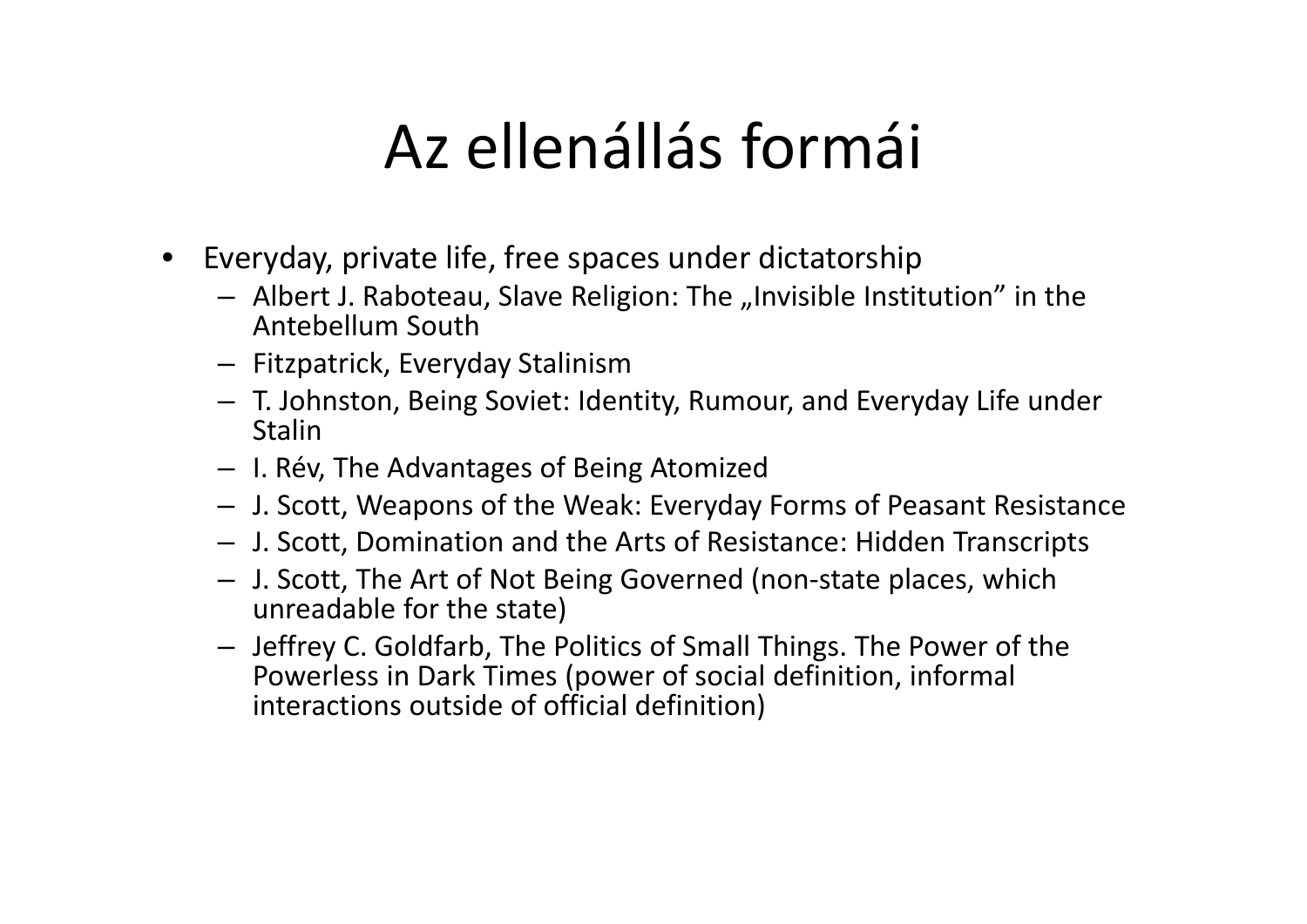# Az ellenállás formái

- Everyday, private life, free spaces under dictatorship
  - Albert J. Raboteau, Slave Religion: The „Invisible Institution" in the Antebellum South
  - Fitzpatrick, Everyday Stalinism
  - T. Johnston, Being Soviet: Identity, Rumour, and Everyday Life under Stalin
  - I. Rév, The Advantages of Being Atomized
  - J. Scott, Weapons of the Weak: Everyday Forms of Peasant Resistance
  - J. Scott, Domination and the Arts of Resistance: Hidden Transcripts
  - J. Scott, The Art of Not Being Governed (non-state places, which unreadable for the state)
  - Jeffrey C. Goldfarb, The Politics of Small Things. The Power of the Powerless in Dark Times (power of social definition, informal interactions outside of official definition)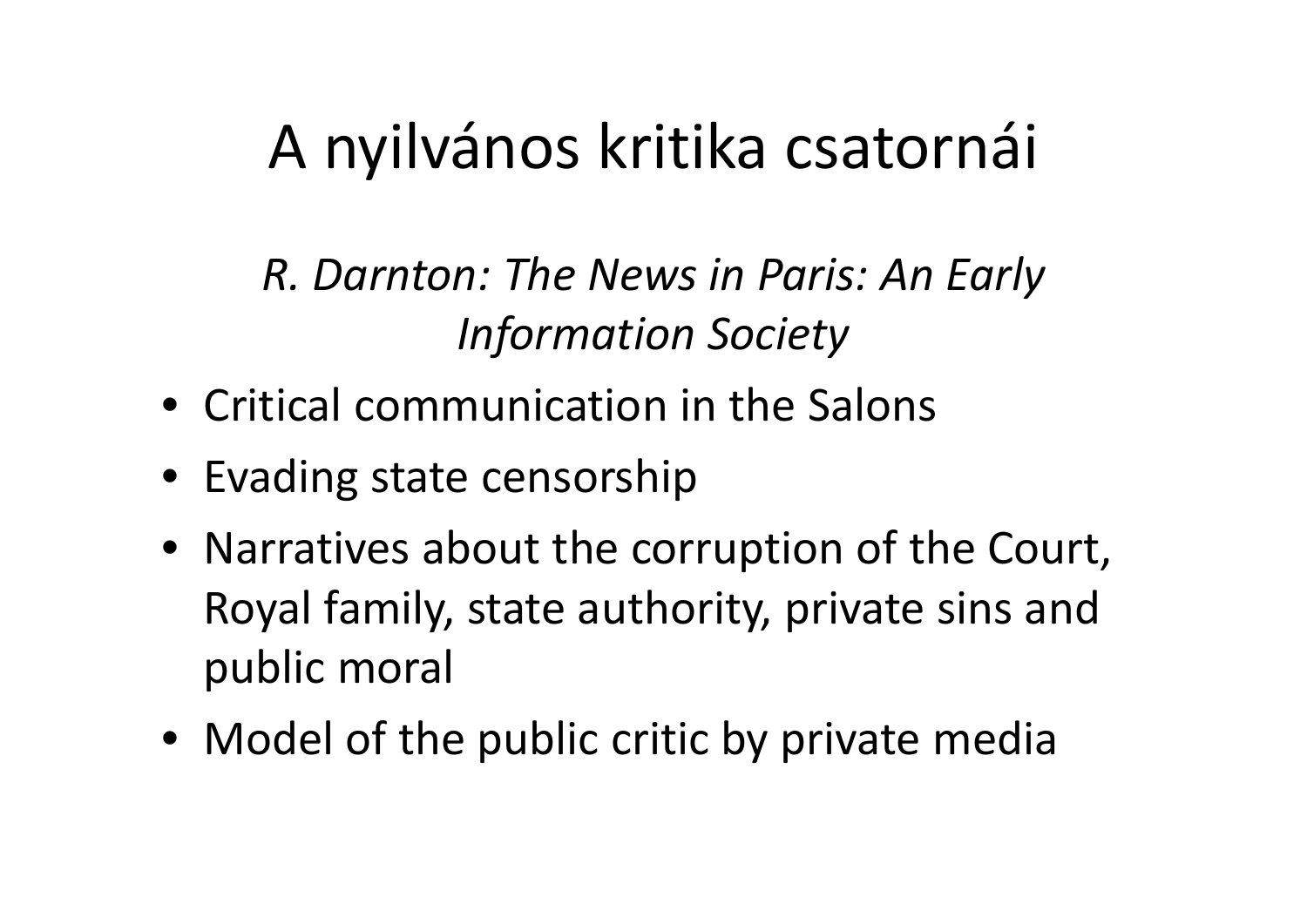# A nyilvános kritika csatornái

*R. Darnton: The News in Paris: An Early Information Society*

- Critical communication in the Salons
- Evading state censorship
- Narratives about the corruption of the Court, Royal family, state authority, private sins and public moral
- Model of the public critic by private media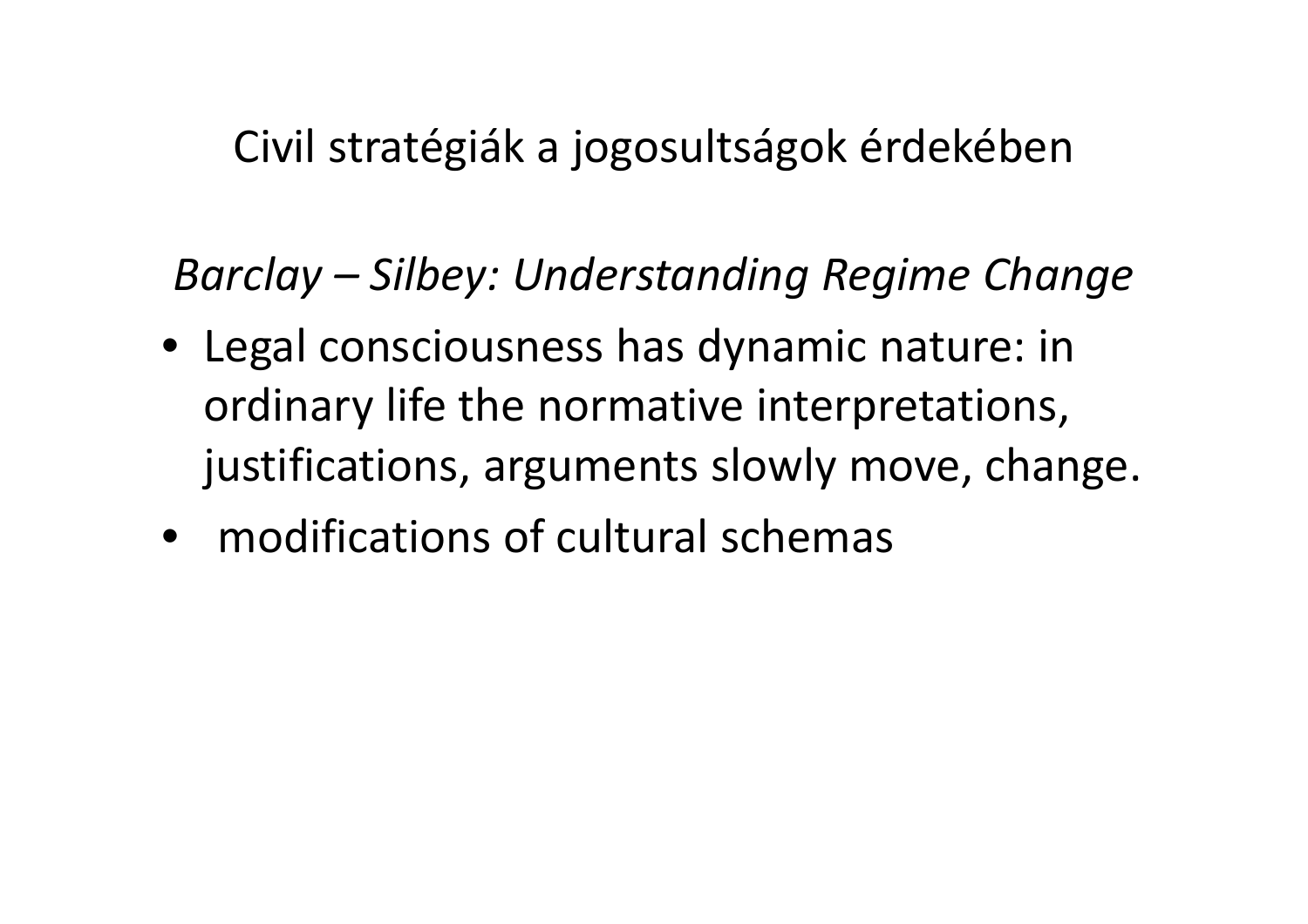# Civil stratégiák a jogosultságok érdekében

*Barclay – Silbey: Understanding Regime Change*

- Legal consciousness has dynamic nature: in ordinary life the normative interpretations, justifications, arguments slowly move, change.
- modifications of cultural schemas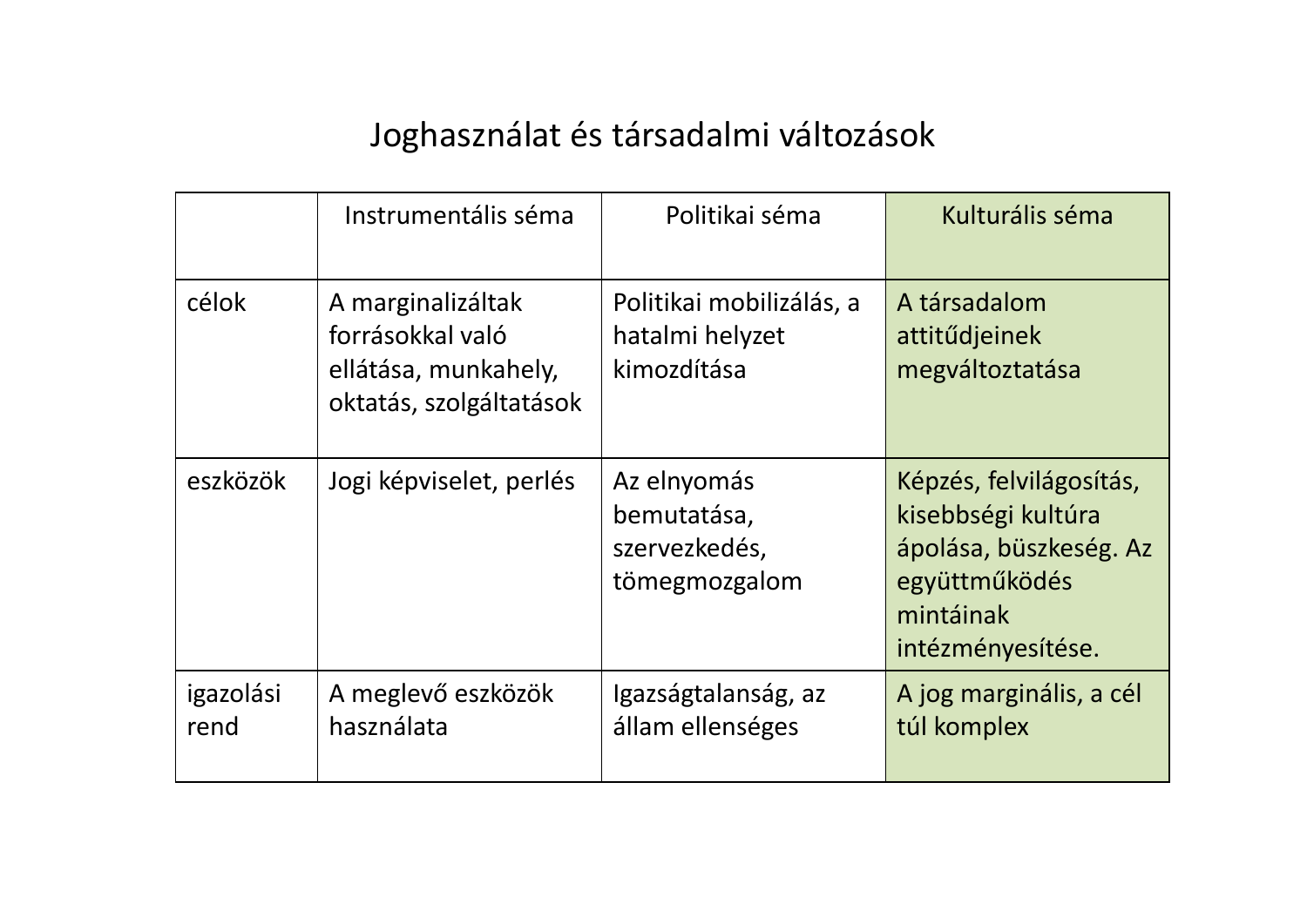# Joghasználat és társadalmi változások

| | Instrumentális séma | Politikai séma | Kulturális séma |
|---|---|---|---|
| célok | A marginalizáltak forrásokkal való ellátása, munkahely, oktatás, szolgáltatások | Politikai mobilizálás, a hatalmi helyzet kimozdítása | A társadalom attitűdjeinek megváltoztatása |
| eszközök | Jogi képviselet, perlés | Az elnyomás bemutatása, szervezkedés, tömegmozgalom | Képzés, felvilágosítás, kisebbségi kultúra ápolása, büszkeség. Az együttműködés mintáinak intézményesítése. |
| igazolási rend | A meglevő eszközök használata | Igazságtalanság, az állam ellenséges | A jog marginális, a cél túl komplex |